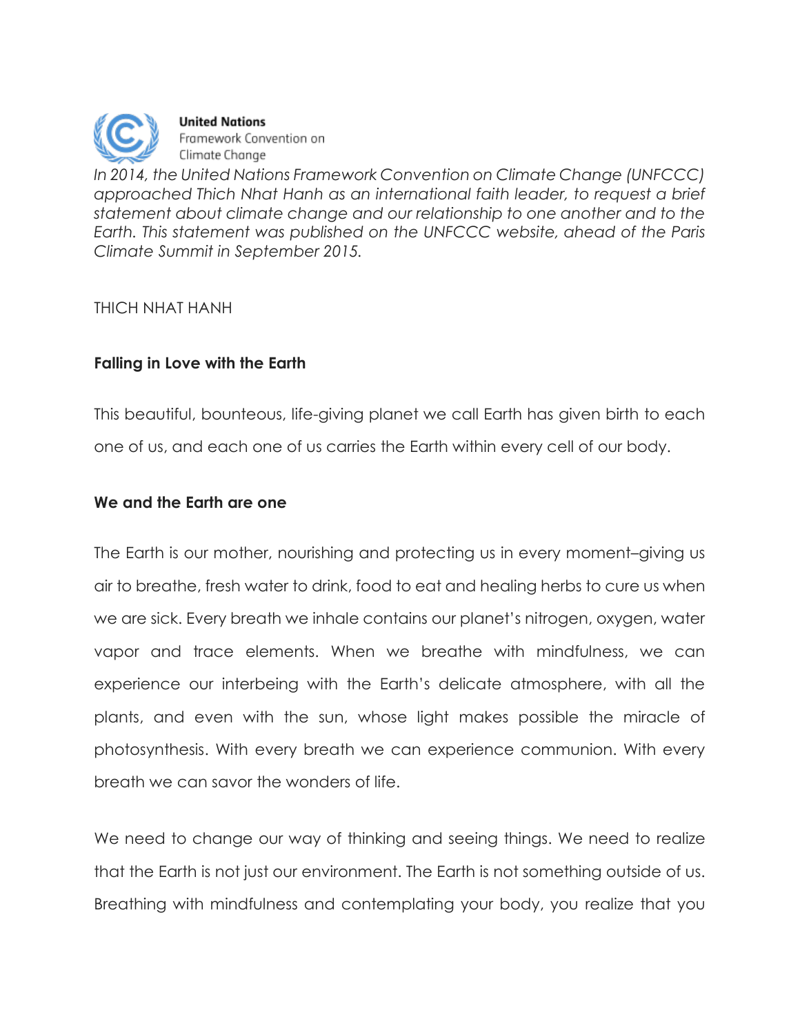**United Nations**
Framework Convention on
Climate Change

*In 2014, the United Nations Framework Convention on Climate Change (UNFCCC) approached Thich Nhat Hanh as an international faith leader, to request a brief statement about climate change and our relationship to one another and to the Earth. This statement was published on the UNFCCC website, ahead of the Paris Climate Summit in September 2015.*

THICH NHAT HANH

**Falling in Love with the Earth**

This beautiful, bounteous, life-giving planet we call Earth has given birth to each one of us, and each one of us carries the Earth within every cell of our body.

**We and the Earth are one**

The Earth is our mother, nourishing and protecting us in every moment–giving us air to breathe, fresh water to drink, food to eat and healing herbs to cure us when we are sick. Every breath we inhale contains our planet's nitrogen, oxygen, water vapor and trace elements. When we breathe with mindfulness, we can experience our interbeing with the Earth's delicate atmosphere, with all the plants, and even with the sun, whose light makes possible the miracle of photosynthesis. With every breath we can experience communion. With every breath we can savor the wonders of life.

We need to change our way of thinking and seeing things. We need to realize that the Earth is not just our environment. The Earth is not something outside of us. Breathing with mindfulness and contemplating your body, you realize that you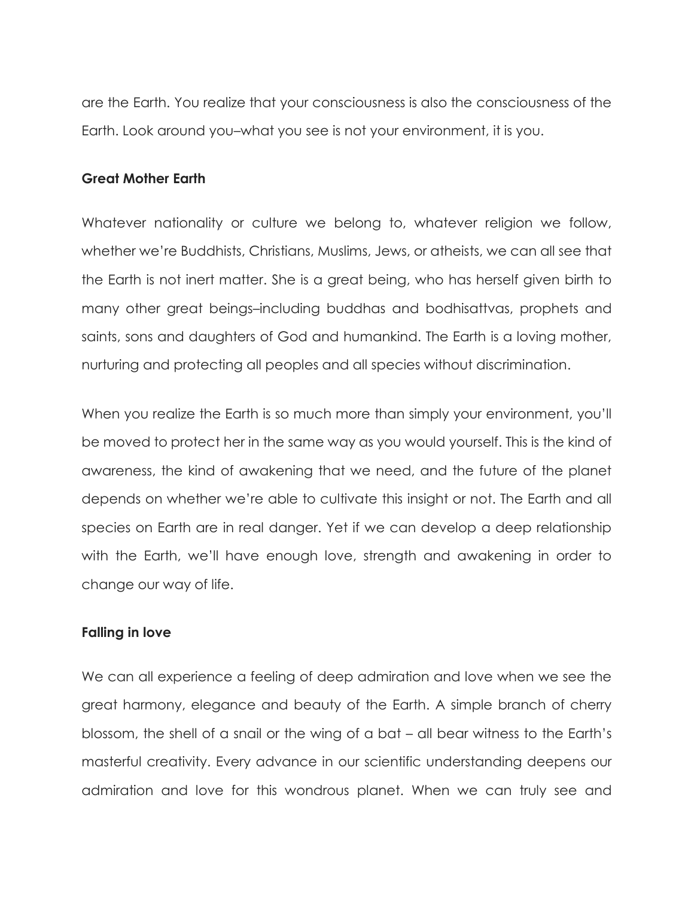are the Earth. You realize that your consciousness is also the consciousness of the Earth. Look around you–what you see is not your environment, it is you.

**Great Mother Earth**

Whatever nationality or culture we belong to, whatever religion we follow, whether we're Buddhists, Christians, Muslims, Jews, or atheists, we can all see that the Earth is not inert matter. She is a great being, who has herself given birth to many other great beings–including buddhas and bodhisattvas, prophets and saints, sons and daughters of God and humankind. The Earth is a loving mother, nurturing and protecting all peoples and all species without discrimination.

When you realize the Earth is so much more than simply your environment, you'll be moved to protect her in the same way as you would yourself. This is the kind of awareness, the kind of awakening that we need, and the future of the planet depends on whether we're able to cultivate this insight or not. The Earth and all species on Earth are in real danger. Yet if we can develop a deep relationship with the Earth, we'll have enough love, strength and awakening in order to change our way of life.

**Falling in love**

We can all experience a feeling of deep admiration and love when we see the great harmony, elegance and beauty of the Earth. A simple branch of cherry blossom, the shell of a snail or the wing of a bat – all bear witness to the Earth's masterful creativity. Every advance in our scientific understanding deepens our admiration and love for this wondrous planet. When we can truly see and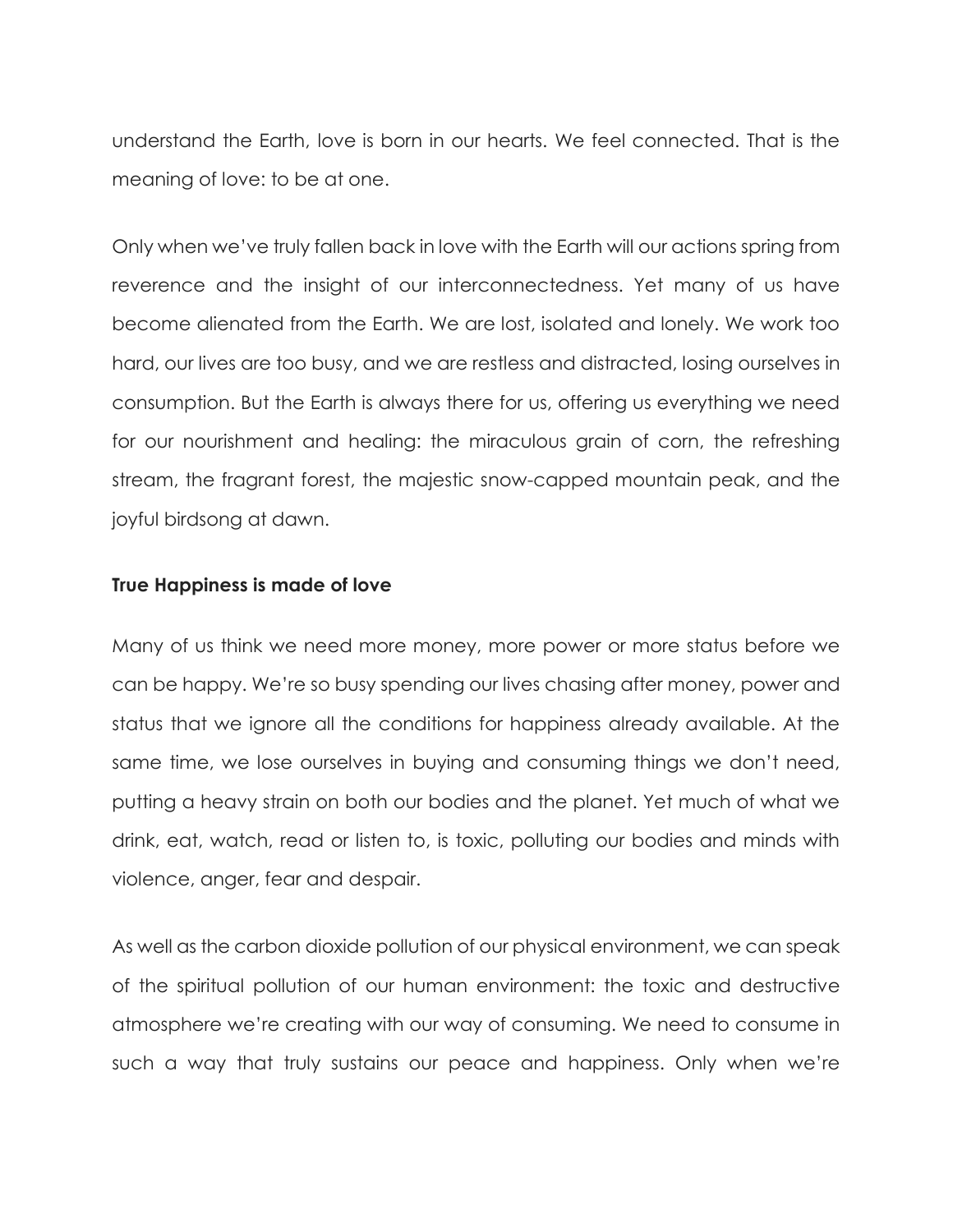understand the Earth, love is born in our hearts. We feel connected. That is the meaning of love: to be at one.

Only when we've truly fallen back in love with the Earth will our actions spring from reverence and the insight of our interconnectedness. Yet many of us have become alienated from the Earth. We are lost, isolated and lonely. We work too hard, our lives are too busy, and we are restless and distracted, losing ourselves in consumption. But the Earth is always there for us, offering us everything we need for our nourishment and healing: the miraculous grain of corn, the refreshing stream, the fragrant forest, the majestic snow-capped mountain peak, and the joyful birdsong at dawn.

**True Happiness is made of love**

Many of us think we need more money, more power or more status before we can be happy. We're so busy spending our lives chasing after money, power and status that we ignore all the conditions for happiness already available. At the same time, we lose ourselves in buying and consuming things we don't need, putting a heavy strain on both our bodies and the planet. Yet much of what we drink, eat, watch, read or listen to, is toxic, polluting our bodies and minds with violence, anger, fear and despair.

As well as the carbon dioxide pollution of our physical environment, we can speak of the spiritual pollution of our human environment: the toxic and destructive atmosphere we're creating with our way of consuming. We need to consume in such a way that truly sustains our peace and happiness. Only when we're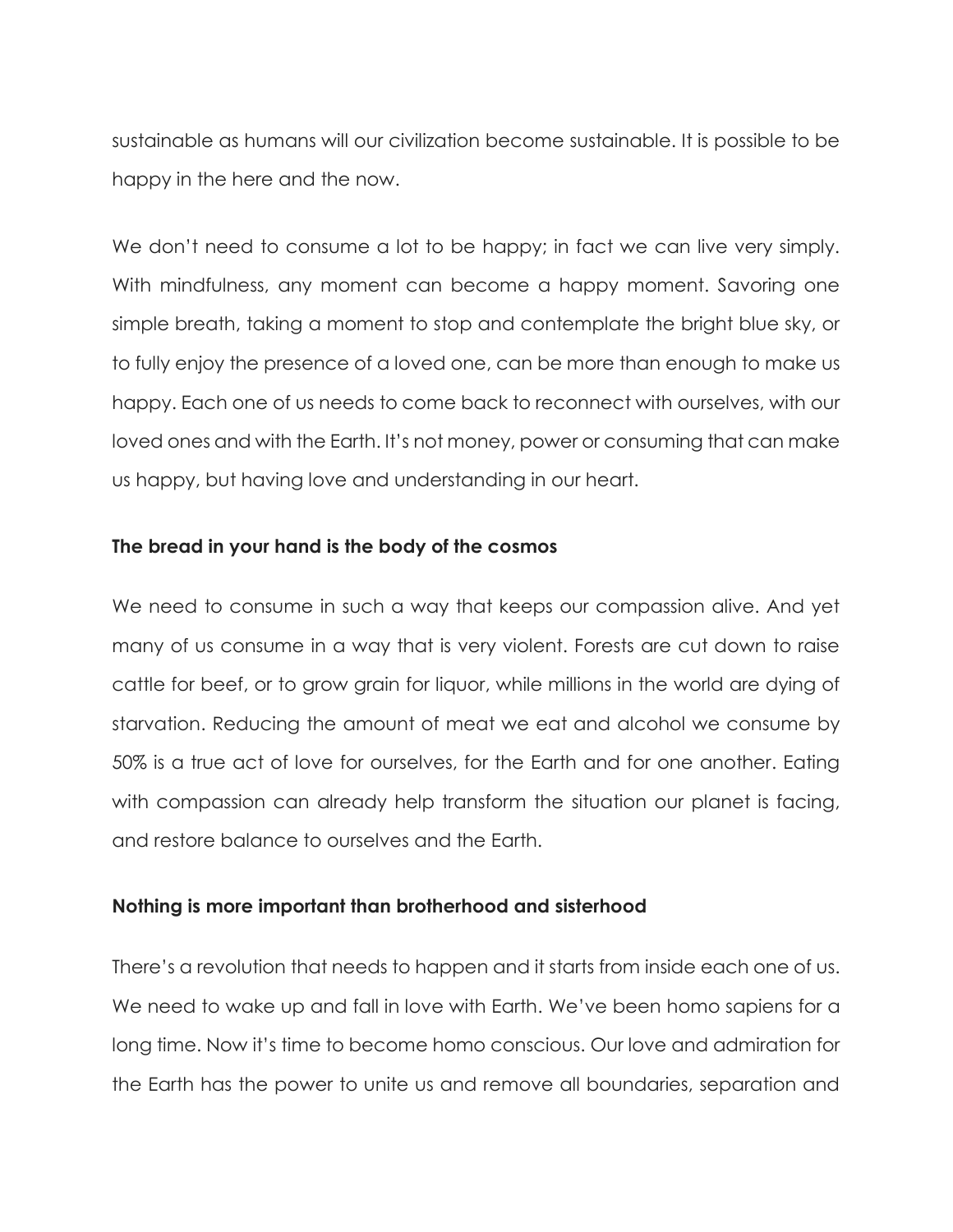sustainable as humans will our civilization become sustainable. It is possible to be happy in the here and the now.

We don't need to consume a lot to be happy; in fact we can live very simply. With mindfulness, any moment can become a happy moment. Savoring one simple breath, taking a moment to stop and contemplate the bright blue sky, or to fully enjoy the presence of a loved one, can be more than enough to make us happy. Each one of us needs to come back to reconnect with ourselves, with our loved ones and with the Earth. It's not money, power or consuming that can make us happy, but having love and understanding in our heart.

**The bread in your hand is the body of the cosmos**

We need to consume in such a way that keeps our compassion alive. And yet many of us consume in a way that is very violent. Forests are cut down to raise cattle for beef, or to grow grain for liquor, while millions in the world are dying of starvation. Reducing the amount of meat we eat and alcohol we consume by 50% is a true act of love for ourselves, for the Earth and for one another. Eating with compassion can already help transform the situation our planet is facing, and restore balance to ourselves and the Earth.

**Nothing is more important than brotherhood and sisterhood**

There's a revolution that needs to happen and it starts from inside each one of us. We need to wake up and fall in love with Earth. We've been homo sapiens for a long time. Now it's time to become homo conscious. Our love and admiration for the Earth has the power to unite us and remove all boundaries, separation and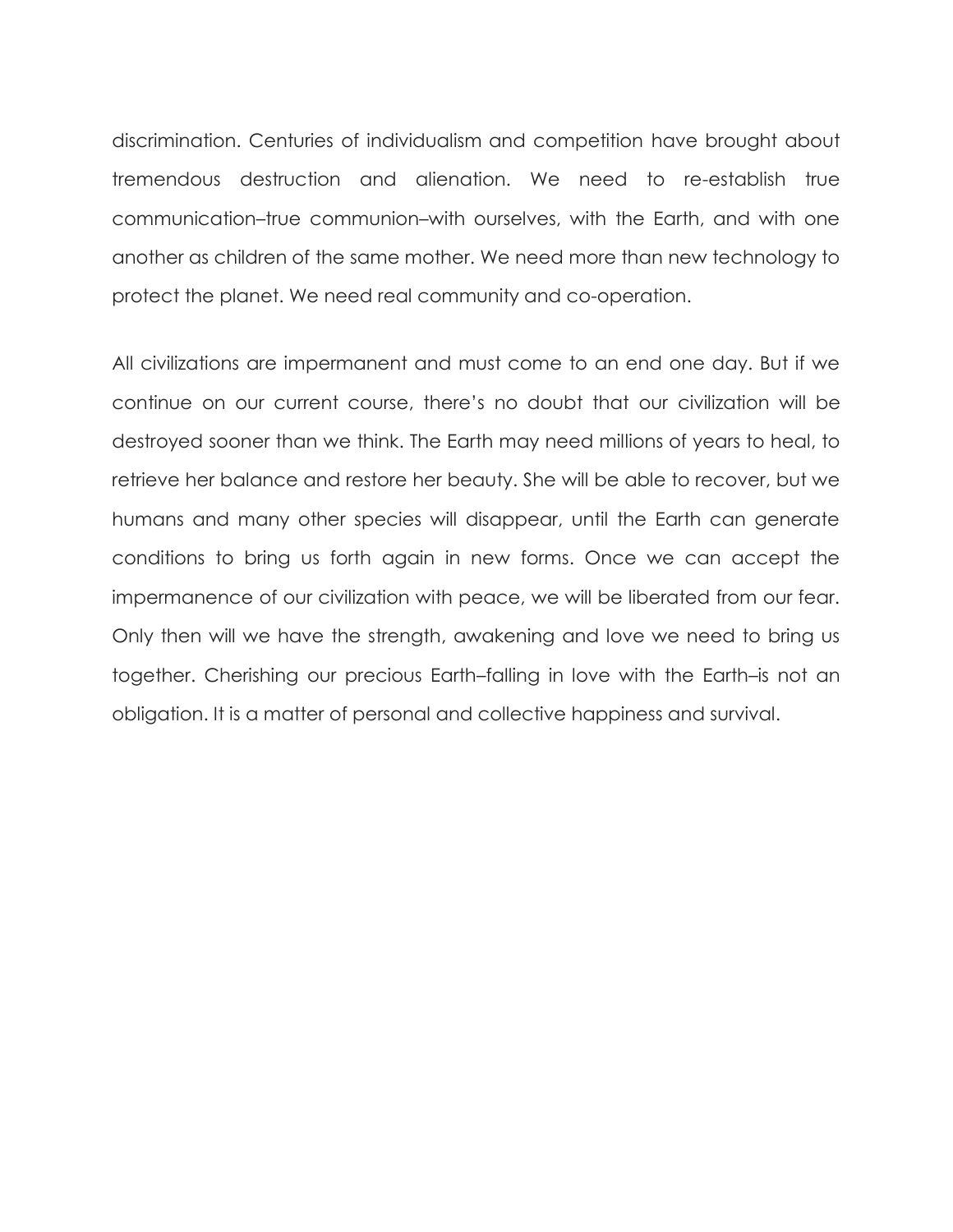discrimination. Centuries of individualism and competition have brought about tremendous destruction and alienation. We need to re-establish true communication–true communion–with ourselves, with the Earth, and with one another as children of the same mother. We need more than new technology to protect the planet. We need real community and co-operation.

All civilizations are impermanent and must come to an end one day. But if we continue on our current course, there's no doubt that our civilization will be destroyed sooner than we think. The Earth may need millions of years to heal, to retrieve her balance and restore her beauty. She will be able to recover, but we humans and many other species will disappear, until the Earth can generate conditions to bring us forth again in new forms. Once we can accept the impermanence of our civilization with peace, we will be liberated from our fear. Only then will we have the strength, awakening and love we need to bring us together. Cherishing our precious Earth–falling in love with the Earth–is not an obligation. It is a matter of personal and collective happiness and survival.